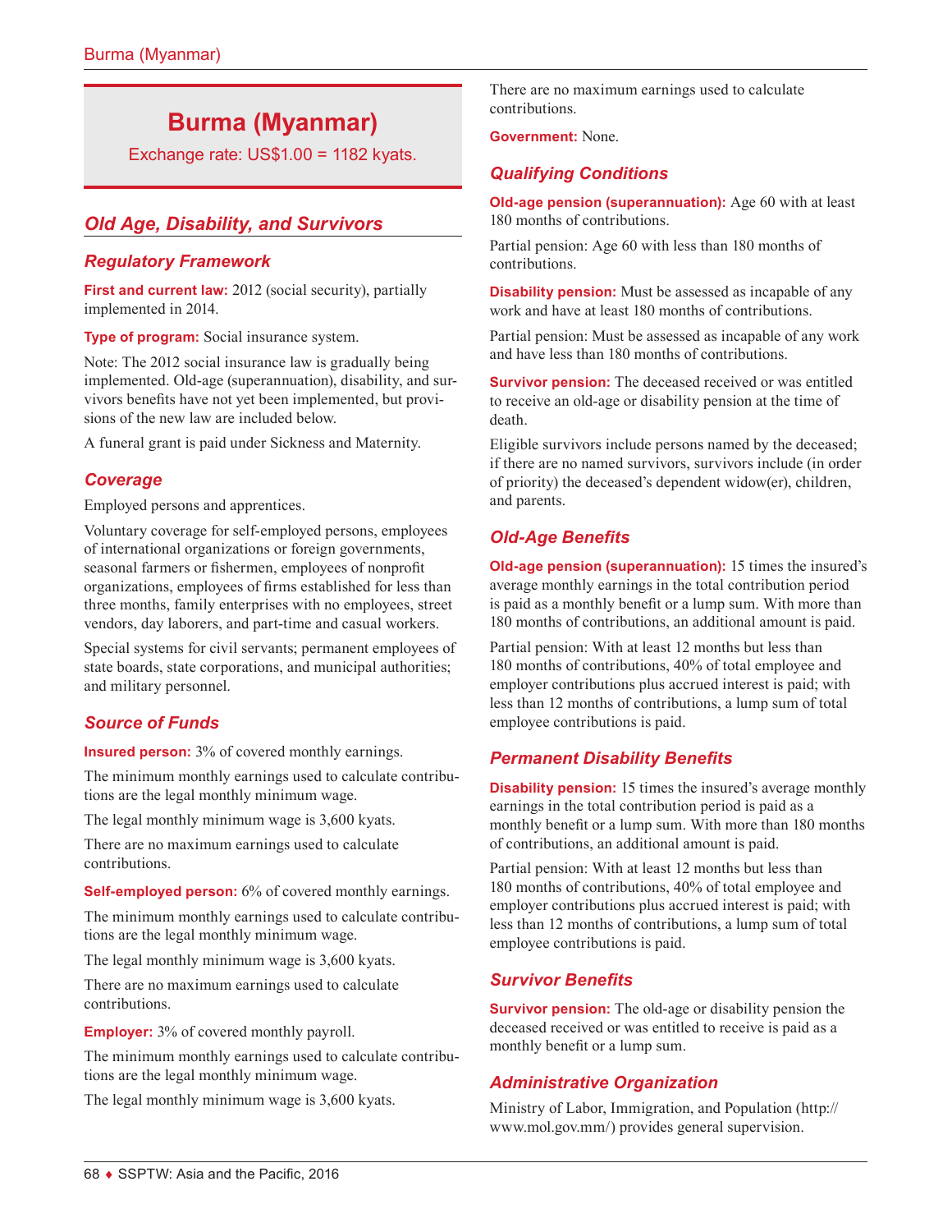# Burma (Myanmar)

Exchange rate: US$1.00 = 1182 kyats.

## Old Age, Disability, and Survivors

### Regulatory Framework

**First and current law:** 2012 (social security), partially implemented in 2014.

**Type of program:** Social insurance system.

Note: The 2012 social insurance law is gradually being implemented. Old-age (superannuation), disability, and survivors benefits have not yet been implemented, but provisions of the new law are included below.

A funeral grant is paid under Sickness and Maternity.

### Coverage

Employed persons and apprentices.

Voluntary coverage for self-employed persons, employees of international organizations or foreign governments, seasonal farmers or fishermen, employees of nonprofit organizations, employees of firms established for less than three months, family enterprises with no employees, street vendors, day laborers, and part-time and casual workers.

Special systems for civil servants; permanent employees of state boards, state corporations, and municipal authorities; and military personnel.

### Source of Funds

**Insured person:** 3% of covered monthly earnings.

The minimum monthly earnings used to calculate contributions are the legal monthly minimum wage.

The legal monthly minimum wage is 3,600 kyats.

There are no maximum earnings used to calculate contributions.

**Self-employed person:** 6% of covered monthly earnings.

The minimum monthly earnings used to calculate contributions are the legal monthly minimum wage.

The legal monthly minimum wage is 3,600 kyats.

There are no maximum earnings used to calculate contributions.

**Employer:** 3% of covered monthly payroll.

The minimum monthly earnings used to calculate contributions are the legal monthly minimum wage.

The legal monthly minimum wage is 3,600 kyats.

There are no maximum earnings used to calculate contributions.

**Government:** None.

### Qualifying Conditions

**Old-age pension (superannuation):** Age 60 with at least 180 months of contributions.

Partial pension: Age 60 with less than 180 months of contributions.

**Disability pension:** Must be assessed as incapable of any work and have at least 180 months of contributions.

Partial pension: Must be assessed as incapable of any work and have less than 180 months of contributions.

**Survivor pension:** The deceased received or was entitled to receive an old-age or disability pension at the time of death.

Eligible survivors include persons named by the deceased; if there are no named survivors, survivors include (in order of priority) the deceased's dependent widow(er), children, and parents.

### Old-Age Benefits

**Old-age pension (superannuation):** 15 times the insured's average monthly earnings in the total contribution period is paid as a monthly benefit or a lump sum. With more than 180 months of contributions, an additional amount is paid.

Partial pension: With at least 12 months but less than 180 months of contributions, 40% of total employee and employer contributions plus accrued interest is paid; with less than 12 months of contributions, a lump sum of total employee contributions is paid.

### Permanent Disability Benefits

**Disability pension:** 15 times the insured's average monthly earnings in the total contribution period is paid as a monthly benefit or a lump sum. With more than 180 months of contributions, an additional amount is paid.

Partial pension: With at least 12 months but less than 180 months of contributions, 40% of total employee and employer contributions plus accrued interest is paid; with less than 12 months of contributions, a lump sum of total employee contributions is paid.

### Survivor Benefits

**Survivor pension:** The old-age or disability pension the deceased received or was entitled to receive is paid as a monthly benefit or a lump sum.

### Administrative Organization

Ministry of Labor, Immigration, and Population (http://www.mol.gov.mm/) provides general supervision.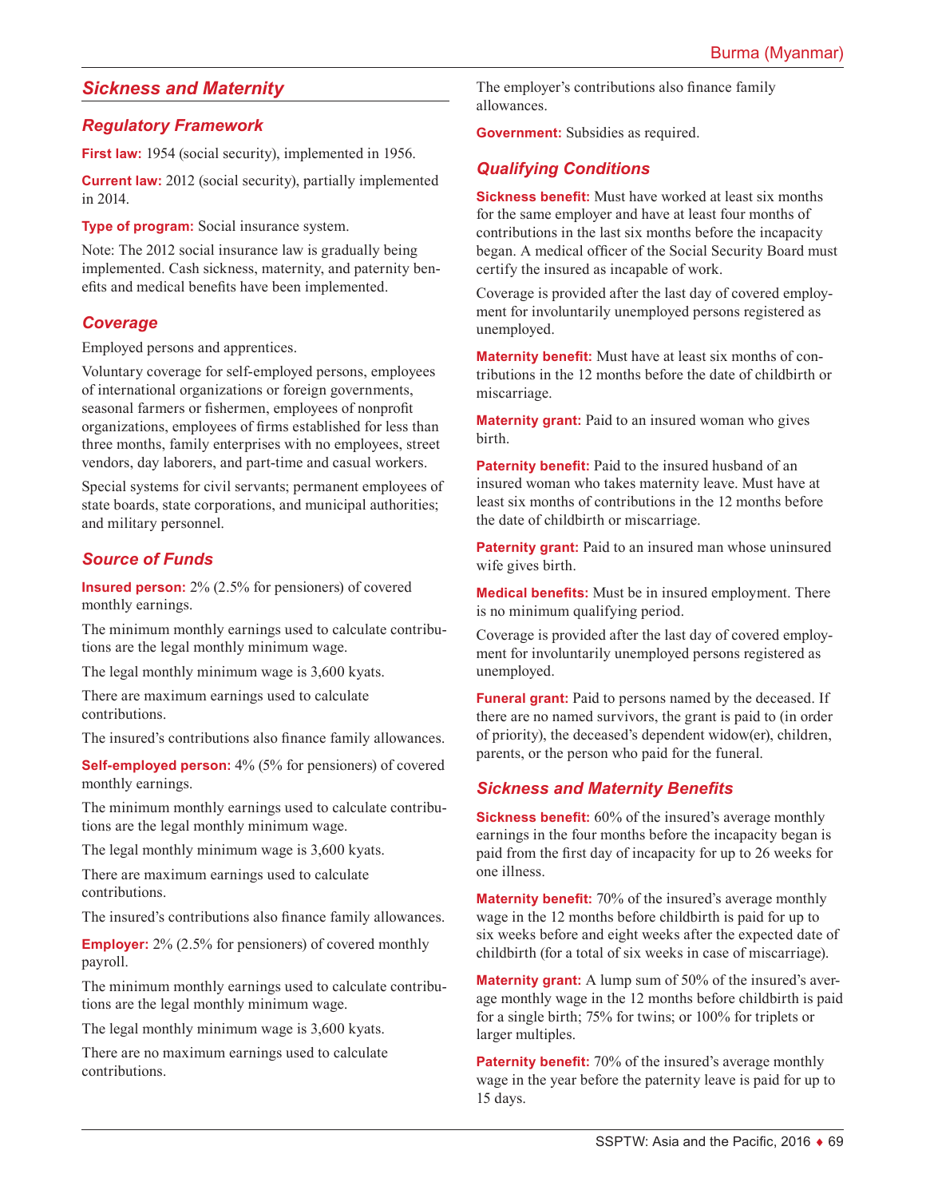## Sickness and Maternity

### Regulatory Framework

**First law:** 1954 (social security), implemented in 1956.

**Current law:** 2012 (social security), partially implemented in 2014.

**Type of program:** Social insurance system.

Note: The 2012 social insurance law is gradually being implemented. Cash sickness, maternity, and paternity benefits and medical benefits have been implemented.

### Coverage

Employed persons and apprentices.

Voluntary coverage for self-employed persons, employees of international organizations or foreign governments, seasonal farmers or fishermen, employees of nonprofit organizations, employees of firms established for less than three months, family enterprises with no employees, street vendors, day laborers, and part-time and casual workers.

Special systems for civil servants; permanent employees of state boards, state corporations, and municipal authorities; and military personnel.

### Source of Funds

**Insured person:** 2% (2.5% for pensioners) of covered monthly earnings.

The minimum monthly earnings used to calculate contributions are the legal monthly minimum wage.

The legal monthly minimum wage is 3,600 kyats.

There are maximum earnings used to calculate contributions.

The insured's contributions also finance family allowances.

**Self-employed person:** 4% (5% for pensioners) of covered monthly earnings.

The minimum monthly earnings used to calculate contributions are the legal monthly minimum wage.

The legal monthly minimum wage is 3,600 kyats.

There are maximum earnings used to calculate contributions.

The insured's contributions also finance family allowances.

**Employer:** 2% (2.5% for pensioners) of covered monthly payroll.

The minimum monthly earnings used to calculate contributions are the legal monthly minimum wage.

The legal monthly minimum wage is 3,600 kyats.

There are no maximum earnings used to calculate contributions.

The employer's contributions also finance family allowances.

**Government:** Subsidies as required.

### Qualifying Conditions

**Sickness benefit:** Must have worked at least six months for the same employer and have at least four months of contributions in the last six months before the incapacity began. A medical officer of the Social Security Board must certify the insured as incapable of work.

Coverage is provided after the last day of covered employment for involuntarily unemployed persons registered as unemployed.

**Maternity benefit:** Must have at least six months of contributions in the 12 months before the date of childbirth or miscarriage.

**Maternity grant:** Paid to an insured woman who gives birth.

**Paternity benefit:** Paid to the insured husband of an insured woman who takes maternity leave. Must have at least six months of contributions in the 12 months before the date of childbirth or miscarriage.

**Paternity grant:** Paid to an insured man whose uninsured wife gives birth.

**Medical benefits:** Must be in insured employment. There is no minimum qualifying period.

Coverage is provided after the last day of covered employment for involuntarily unemployed persons registered as unemployed.

**Funeral grant:** Paid to persons named by the deceased. If there are no named survivors, the grant is paid to (in order of priority), the deceased's dependent widow(er), children, parents, or the person who paid for the funeral.

### Sickness and Maternity Benefits

**Sickness benefit:** 60% of the insured's average monthly earnings in the four months before the incapacity began is paid from the first day of incapacity for up to 26 weeks for one illness.

**Maternity benefit:** 70% of the insured's average monthly wage in the 12 months before childbirth is paid for up to six weeks before and eight weeks after the expected date of childbirth (for a total of six weeks in case of miscarriage).

**Maternity grant:** A lump sum of 50% of the insured's average monthly wage in the 12 months before childbirth is paid for a single birth; 75% for twins; or 100% for triplets or larger multiples.

**Paternity benefit:** 70% of the insured's average monthly wage in the year before the paternity leave is paid for up to 15 days.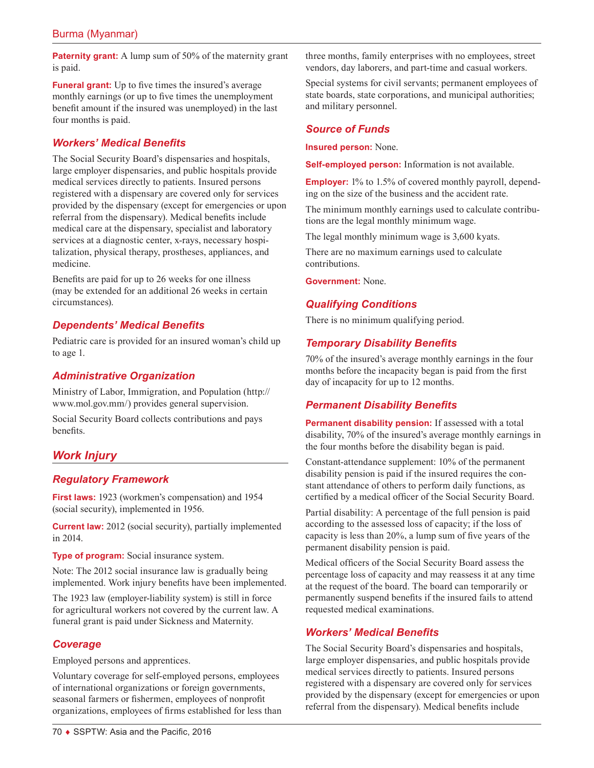**Paternity grant:** A lump sum of 50% of the maternity grant is paid.

**Funeral grant:** Up to five times the insured's average monthly earnings (or up to five times the unemployment benefit amount if the insured was unemployed) in the last four months is paid.

### Workers' Medical Benefits

The Social Security Board's dispensaries and hospitals, large employer dispensaries, and public hospitals provide medical services directly to patients. Insured persons registered with a dispensary are covered only for services provided by the dispensary (except for emergencies or upon referral from the dispensary). Medical benefits include medical care at the dispensary, specialist and laboratory services at a diagnostic center, x-rays, necessary hospitalization, physical therapy, prostheses, appliances, and medicine.

Benefits are paid for up to 26 weeks for one illness (may be extended for an additional 26 weeks in certain circumstances).

### Dependents' Medical Benefits

Pediatric care is provided for an insured woman's child up to age 1.

### Administrative Organization

Ministry of Labor, Immigration, and Population (http://www.mol.gov.mm/) provides general supervision.

Social Security Board collects contributions and pays benefits.

## Work Injury

### Regulatory Framework

**First laws:** 1923 (workmen's compensation) and 1954 (social security), implemented in 1956.

**Current law:** 2012 (social security), partially implemented in 2014.

**Type of program:** Social insurance system.

Note: The 2012 social insurance law is gradually being implemented. Work injury benefits have been implemented.

The 1923 law (employer-liability system) is still in force for agricultural workers not covered by the current law. A funeral grant is paid under Sickness and Maternity.

### Coverage

Employed persons and apprentices.

Voluntary coverage for self-employed persons, employees of international organizations or foreign governments, seasonal farmers or fishermen, employees of nonprofit organizations, employees of firms established for less than three months, family enterprises with no employees, street vendors, day laborers, and part-time and casual workers.

Special systems for civil servants; permanent employees of state boards, state corporations, and municipal authorities; and military personnel.

### Source of Funds

**Insured person:** None.

**Self-employed person:** Information is not available.

**Employer:** 1% to 1.5% of covered monthly payroll, depending on the size of the business and the accident rate.

The minimum monthly earnings used to calculate contributions are the legal monthly minimum wage.

The legal monthly minimum wage is 3,600 kyats.

There are no maximum earnings used to calculate contributions.

**Government:** None.

### Qualifying Conditions

There is no minimum qualifying period.

### Temporary Disability Benefits

70% of the insured's average monthly earnings in the four months before the incapacity began is paid from the first day of incapacity for up to 12 months.

### Permanent Disability Benefits

**Permanent disability pension:** If assessed with a total disability, 70% of the insured's average monthly earnings in the four months before the disability began is paid.

Constant-attendance supplement: 10% of the permanent disability pension is paid if the insured requires the constant attendance of others to perform daily functions, as certified by a medical officer of the Social Security Board.

Partial disability: A percentage of the full pension is paid according to the assessed loss of capacity; if the loss of capacity is less than 20%, a lump sum of five years of the permanent disability pension is paid.

Medical officers of the Social Security Board assess the percentage loss of capacity and may reassess it at any time at the request of the board. The board can temporarily or permanently suspend benefits if the insured fails to attend requested medical examinations.

### Workers' Medical Benefits

The Social Security Board's dispensaries and hospitals, large employer dispensaries, and public hospitals provide medical services directly to patients. Insured persons registered with a dispensary are covered only for services provided by the dispensary (except for emergencies or upon referral from the dispensary). Medical benefits include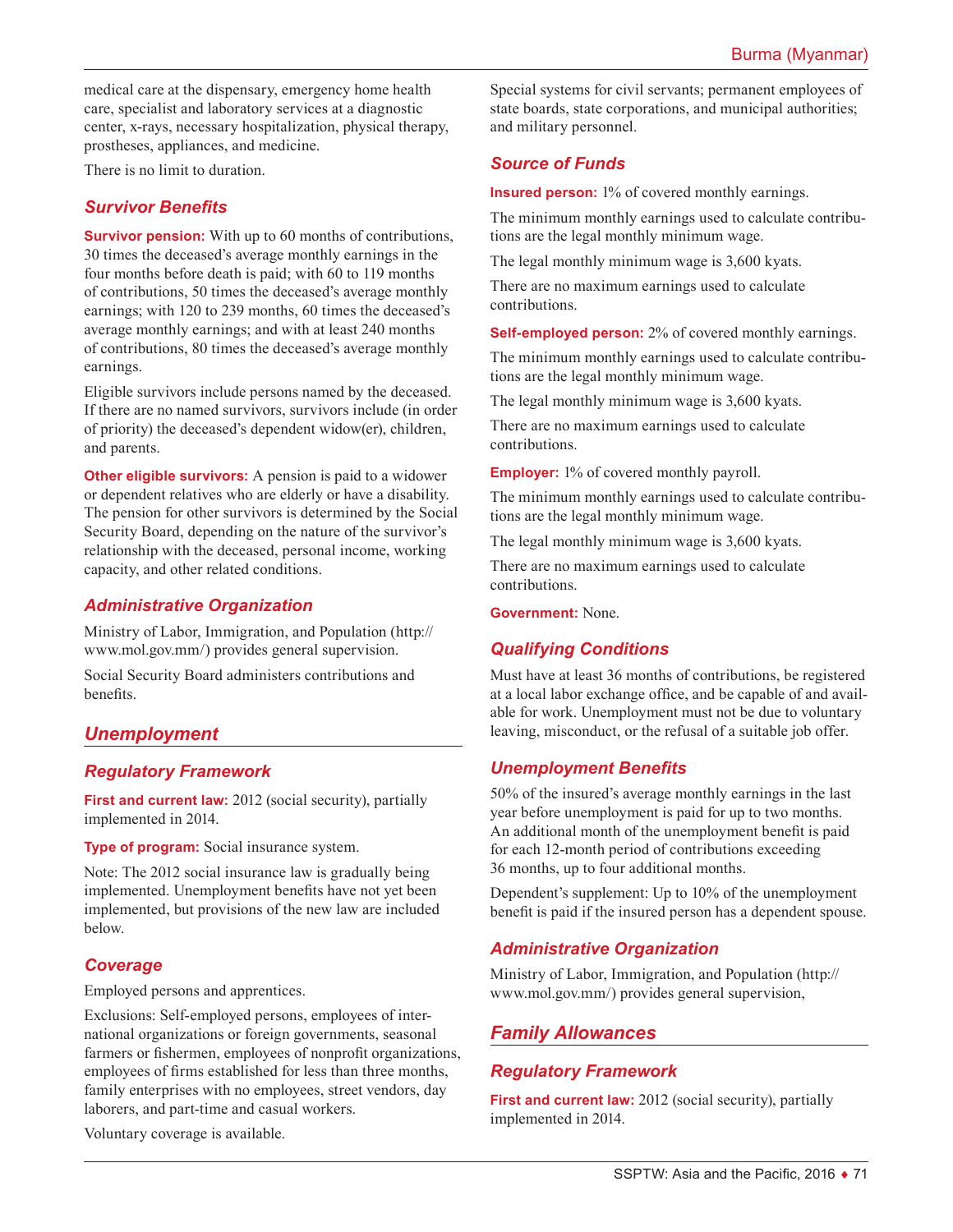medical care at the dispensary, emergency home health care, specialist and laboratory services at a diagnostic center, x-rays, necessary hospitalization, physical therapy, prostheses, appliances, and medicine.

There is no limit to duration.

### Survivor Benefits

**Survivor pension:** With up to 60 months of contributions, 30 times the deceased's average monthly earnings in the four months before death is paid; with 60 to 119 months of contributions, 50 times the deceased's average monthly earnings; with 120 to 239 months, 60 times the deceased's average monthly earnings; and with at least 240 months of contributions, 80 times the deceased's average monthly earnings.

Eligible survivors include persons named by the deceased. If there are no named survivors, survivors include (in order of priority) the deceased's dependent widow(er), children, and parents.

**Other eligible survivors:** A pension is paid to a widower or dependent relatives who are elderly or have a disability. The pension for other survivors is determined by the Social Security Board, depending on the nature of the survivor's relationship with the deceased, personal income, working capacity, and other related conditions.

### Administrative Organization

Ministry of Labor, Immigration, and Population (http://www.mol.gov.mm/) provides general supervision.

Social Security Board administers contributions and benefits.

## Unemployment

### Regulatory Framework

**First and current law:** 2012 (social security), partially implemented in 2014.

**Type of program:** Social insurance system.

Note: The 2012 social insurance law is gradually being implemented. Unemployment benefits have not yet been implemented, but provisions of the new law are included below.

### Coverage

Employed persons and apprentices.

Exclusions: Self-employed persons, employees of international organizations or foreign governments, seasonal farmers or fishermen, employees of nonprofit organizations, employees of firms established for less than three months, family enterprises with no employees, street vendors, day laborers, and part-time and casual workers.

Voluntary coverage is available.

Special systems for civil servants; permanent employees of state boards, state corporations, and municipal authorities; and military personnel.

### Source of Funds

**Insured person:** 1% of covered monthly earnings.

The minimum monthly earnings used to calculate contributions are the legal monthly minimum wage.

The legal monthly minimum wage is 3,600 kyats.

There are no maximum earnings used to calculate contributions.

**Self-employed person:** 2% of covered monthly earnings.

The minimum monthly earnings used to calculate contributions are the legal monthly minimum wage.

The legal monthly minimum wage is 3,600 kyats.

There are no maximum earnings used to calculate contributions.

**Employer:** 1% of covered monthly payroll.

The minimum monthly earnings used to calculate contributions are the legal monthly minimum wage.

The legal monthly minimum wage is 3,600 kyats.

There are no maximum earnings used to calculate contributions.

**Government:** None.

### Qualifying Conditions

Must have at least 36 months of contributions, be registered at a local labor exchange office, and be capable of and available for work. Unemployment must not be due to voluntary leaving, misconduct, or the refusal of a suitable job offer.

### Unemployment Benefits

50% of the insured's average monthly earnings in the last year before unemployment is paid for up to two months. An additional month of the unemployment benefit is paid for each 12-month period of contributions exceeding 36 months, up to four additional months.

Dependent's supplement: Up to 10% of the unemployment benefit is paid if the insured person has a dependent spouse.

### Administrative Organization

Ministry of Labor, Immigration, and Population (http://www.mol.gov.mm/) provides general supervision,

## Family Allowances

### Regulatory Framework

**First and current law:** 2012 (social security), partially implemented in 2014.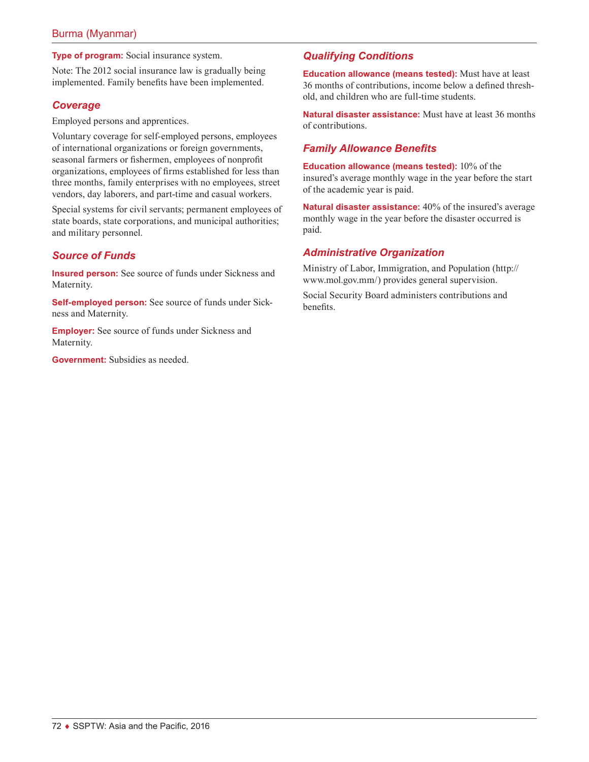**Type of program:** Social insurance system.

Note: The 2012 social insurance law is gradually being implemented. Family benefits have been implemented.

## Coverage

Employed persons and apprentices.

Voluntary coverage for self-employed persons, employees of international organizations or foreign governments, seasonal farmers or fishermen, employees of nonprofit organizations, employees of firms established for less than three months, family enterprises with no employees, street vendors, day laborers, and part-time and casual workers.

Special systems for civil servants; permanent employees of state boards, state corporations, and municipal authorities; and military personnel.

## Source of Funds

**Insured person:** See source of funds under Sickness and Maternity.

**Self-employed person:** See source of funds under Sickness and Maternity.

**Employer:** See source of funds under Sickness and Maternity.

**Government:** Subsidies as needed.

## Qualifying Conditions

**Education allowance (means tested):** Must have at least 36 months of contributions, income below a defined threshold, and children who are full-time students.

**Natural disaster assistance:** Must have at least 36 months of contributions.

## Family Allowance Benefits

**Education allowance (means tested):** 10% of the insured's average monthly wage in the year before the start of the academic year is paid.

**Natural disaster assistance:** 40% of the insured's average monthly wage in the year before the disaster occurred is paid.

## Administrative Organization

Ministry of Labor, Immigration, and Population (http://www.mol.gov.mm/) provides general supervision.

Social Security Board administers contributions and benefits.